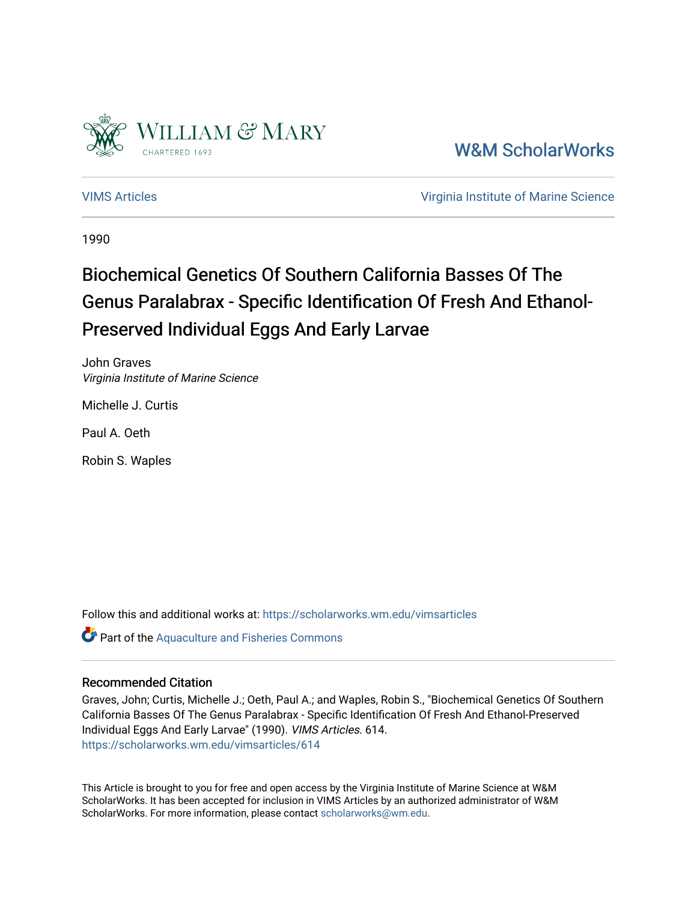W&M ScholarWorks

VIMS Articles

Virginia Institute of Marine Science

1990

# Biochemical Genetics Of Southern California Basses Of The Genus Paralabrax - Specific Identification Of Fresh And Ethanol-Preserved Individual Eggs And Early Larvae

John Graves
*Virginia Institute of Marine Science*

Michelle J. Curtis

Paul A. Oeth

Robin S. Waples

Follow this and additional works at: https://scholarworks.wm.edu/vimsarticles

Part of the Aquaculture and Fisheries Commons

## Recommended Citation

Graves, John; Curtis, Michelle J.; Oeth, Paul A.; and Waples, Robin S., "Biochemical Genetics Of Southern California Basses Of The Genus Paralabrax - Specific Identification Of Fresh And Ethanol-Preserved Individual Eggs And Early Larvae" (1990). *VIMS Articles*. 614.
https://scholarworks.wm.edu/vimsarticles/614

This Article is brought to you for free and open access by the Virginia Institute of Marine Science at W&M ScholarWorks. It has been accepted for inclusion in VIMS Articles by an authorized administrator of W&M ScholarWorks. For more information, please contact scholarworks@wm.edu.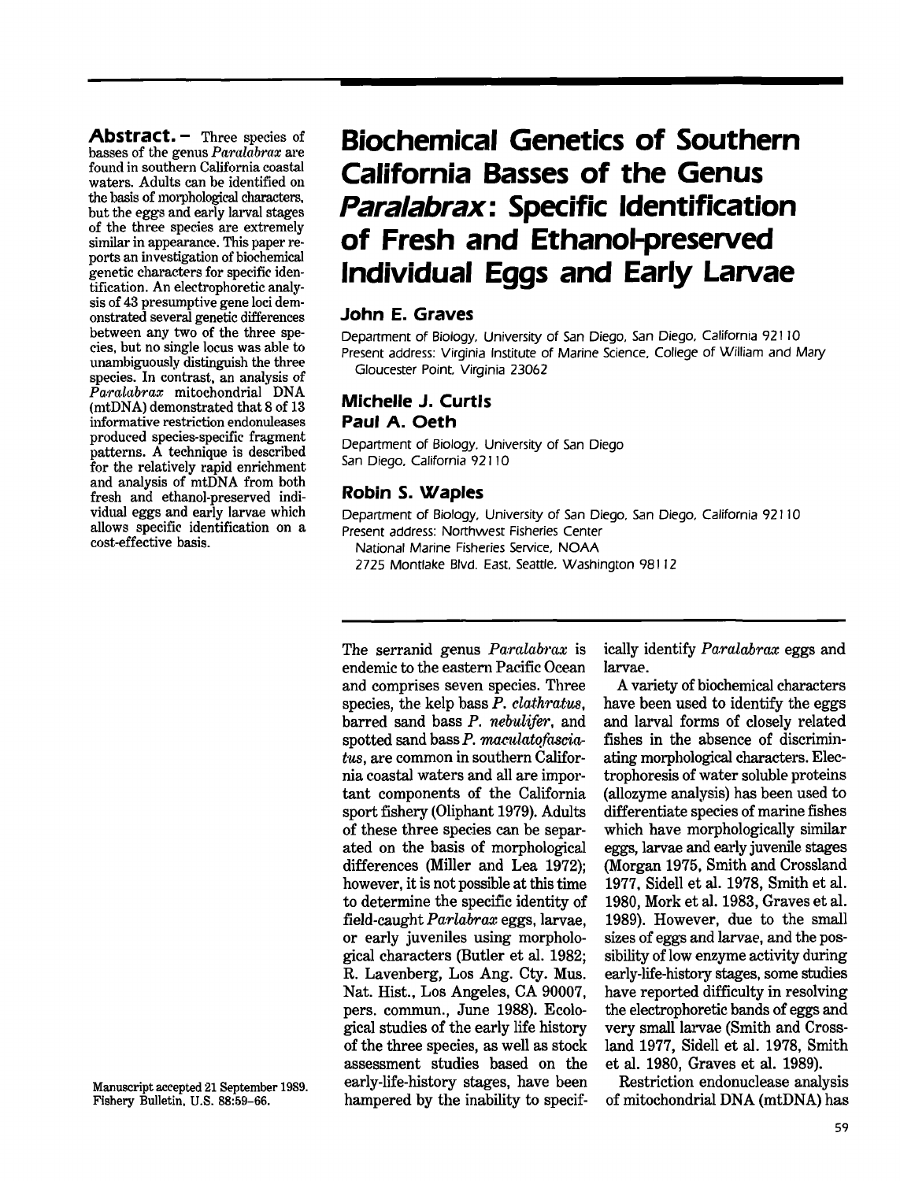**Abstract.** – Three species of basses of the genus *Paralabrax* are found in southern California coastal waters. Adults can be identified on the basis of morphological characters, but the eggs and early larval stages of the three species are extremely similar in appearance. This paper reports an investigation of biochemical genetic characters for specific identification. An electrophoretic analysis of 43 presumptive gene loci demonstrated several genetic differences between any two of the three species, but no single locus was able to unambiguously distinguish the three species. In contrast, an analysis of *Paralabrax* mitochondrial DNA (mtDNA) demonstrated that 8 of 13 informative restriction endonucleases produced species-specific fragment patterns. A technique is described for the relatively rapid enrichment and analysis of mtDNA from both fresh and ethanol-preserved individual eggs and early larvae which allows specific identification on a cost-effective basis.

# Biochemical Genetics of Southern California Basses of the Genus *Paralabrax*: Specific Identification of Fresh and Ethanol-preserved Individual Eggs and Early Larvae

## John E. Graves

Department of Biology, University of San Diego, San Diego, California 92110
Present address: Virginia Institute of Marine Science, College of William and Mary Gloucester Point, Virginia 23062

## Michelle J. Curtis
## Paul A. Oeth

Department of Biology, University of San Diego
San Diego, California 92110

## Robin S. Waples

Department of Biology, University of San Diego, San Diego, California 92110
Present address: Northwest Fisheries Center
National Marine Fisheries Service, NOAA
2725 Montlake Blvd. East, Seattle, Washington 98112

Manuscript accepted 21 September 1989.
Fishery Bulletin, U.S. 88:59–66.

The serranid genus *Paralabrax* is endemic to the eastern Pacific Ocean and comprises seven species. Three species, the kelp bass *P. clathratus*, barred sand bass *P. nebulifer*, and spotted sand bass *P. maculatofasciatus*, are common in southern California coastal waters and all are important components of the California sport fishery (Oliphant 1979). Adults of these three species can be separated on the basis of morphological differences (Miller and Lea 1972); however, it is not possible at this time to determine the specific identity of field-caught *Parlabrax* eggs, larvae, or early juveniles using morphological characters (Butler et al. 1982; R. Lavenberg, Los Ang. Cty. Mus. Nat. Hist., Los Angeles, CA 90007, pers. commun., June 1988). Ecological studies of the early life history of the three species, as well as stock assessment studies based on the early-life-history stages, have been hampered by the inability to specifically identify *Paralabrax* eggs and larvae.

A variety of biochemical characters have been used to identify the eggs and larval forms of closely related fishes in the absence of discriminating morphological characters. Electrophoresis of water soluble proteins (allozyme analysis) has been used to differentiate species of marine fishes which have morphologically similar eggs, larvae and early juvenile stages (Morgan 1975, Smith and Crossland 1977, Sidell et al. 1978, Smith et al. 1980, Mork et al. 1983, Graves et al. 1989). However, due to the small sizes of eggs and larvae, and the possibility of low enzyme activity during early-life-history stages, some studies have reported difficulty in resolving the electrophoretic bands of eggs and very small larvae (Smith and Crossland 1977, Sidell et al. 1978, Smith et al. 1980, Graves et al. 1989).

Restriction endonuclease analysis of mitochondrial DNA (mtDNA) has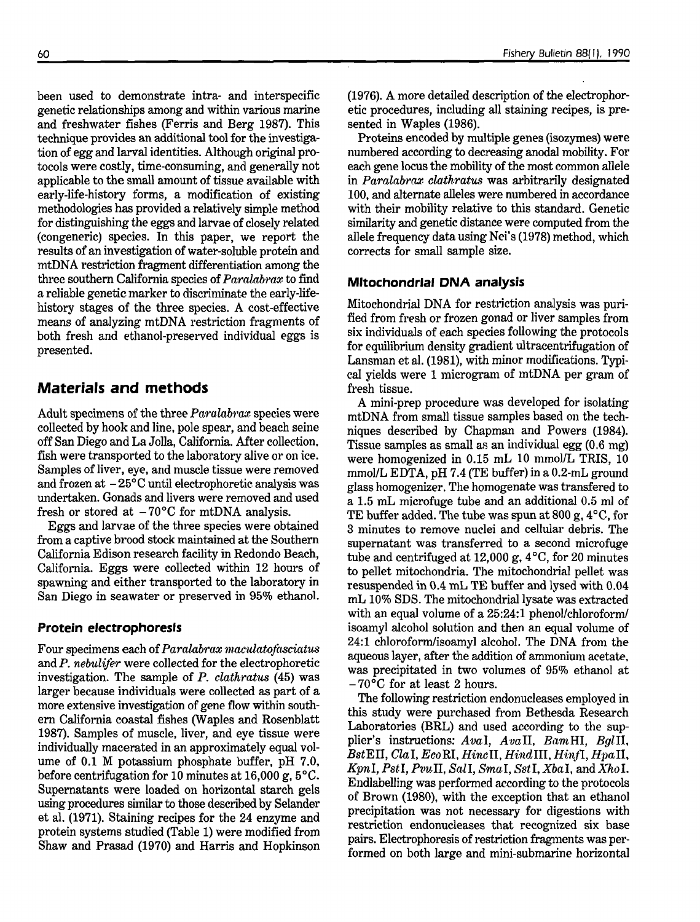been used to demonstrate intra- and interspecific genetic relationships among and within various marine and freshwater fishes (Ferris and Berg 1987). This technique provides an additional tool for the investigation of egg and larval identities. Although original protocols were costly, time-consuming, and generally not applicable to the small amount of tissue available with early-life-history forms, a modification of existing methodologies has provided a relatively simple method for distinguishing the eggs and larvae of closely related (congeneric) species. In this paper, we report the results of an investigation of water-soluble protein and mtDNA restriction fragment differentiation among the three southern California species of *Paralabrax* to find a reliable genetic marker to discriminate the early-life-history stages of the three species. A cost-effective means of analyzing mtDNA restriction fragments of both fresh and ethanol-preserved individual eggs is presented.

## Materials and methods

Adult specimens of the three *Paralabrax* species were collected by hook and line, pole spear, and beach seine off San Diego and La Jolla, California. After collection, fish were transported to the laboratory alive or on ice. Samples of liver, eye, and muscle tissue were removed and frozen at −25°C until electrophoretic analysis was undertaken. Gonads and livers were removed and used fresh or stored at −70°C for mtDNA analysis.

Eggs and larvae of the three species were obtained from a captive brood stock maintained at the Southern California Edison research facility in Redondo Beach, California. Eggs were collected within 12 hours of spawning and either transported to the laboratory in San Diego in seawater or preserved in 95% ethanol.

### Protein electrophoresis

Four specimens each of *Paralabrax maculatofasciatus* and *P. nebulifer* were collected for the electrophoretic investigation. The sample of *P. clathratus* (45) was larger because individuals were collected as part of a more extensive investigation of gene flow within southern California coastal fishes (Waples and Rosenblatt 1987). Samples of muscle, liver, and eye tissue were individually macerated in an approximately equal volume of 0.1 M potassium phosphate buffer, pH 7.0, before centrifugation for 10 minutes at 16,000 g, 5°C. Supernatants were loaded on horizontal starch gels using procedures similar to those described by Selander et al. (1971). Staining recipes for the 24 enzyme and protein systems studied (Table 1) were modified from Shaw and Prasad (1970) and Harris and Hopkinson (1976). A more detailed description of the electrophoretic procedures, including all staining recipes, is presented in Waples (1986).

Proteins encoded by multiple genes (isozymes) were numbered according to decreasing anodal mobility. For each gene locus the mobility of the most common allele in *Paralabrax clathratus* was arbitrarily designated 100, and alternate alleles were numbered in accordance with their mobility relative to this standard. Genetic similarity and genetic distance were computed from the allele frequency data using Nei's (1978) method, which corrects for small sample size.

### Mitochondrial DNA analysis

Mitochondrial DNA for restriction analysis was purified from fresh or frozen gonad or liver samples from six individuals of each species following the protocols for equilibrium density gradient ultracentrifugation of Lansman et al. (1981), with minor modifications. Typical yields were 1 microgram of mtDNA per gram of fresh tissue.

A mini-prep procedure was developed for isolating mtDNA from small tissue samples based on the techniques described by Chapman and Powers (1984). Tissue samples as small as an individual egg (0.6 mg) were homogenized in 0.15 mL 10 mmol/L TRIS, 10 mmol/L EDTA, pH 7.4 (TE buffer) in a 0.2-mL ground glass homogenizer. The homogenate was transfered to a 1.5 mL microfuge tube and an additional 0.5 ml of TE buffer added. The tube was spun at 800 g, 4°C, for 3 minutes to remove nuclei and cellular debris. The supernatant was transferred to a second microfuge tube and centrifuged at 12,000 g, 4°C, for 20 minutes to pellet mitochondria. The mitochondrial pellet was resuspended in 0.4 mL TE buffer and lysed with 0.04 mL 10% SDS. The mitochondrial lysate was extracted with an equal volume of a 25:24:1 phenol/chloroform/isoamyl alcohol solution and then an equal volume of 24:1 chloroform/isoamyl alcohol. The DNA from the aqueous layer, after the addition of ammonium acetate, was precipitated in two volumes of 95% ethanol at −70°C for at least 2 hours.

The following restriction endonucleases employed in this study were purchased from Bethesda Research Laboratories (BRL) and used according to the supplier's instructions: *Ava*I, *Ava*II, *Bam*HI, *Bgl*II, *Bst*EII, *Cla*I, *Eco*RI, *Hinc*II, *Hind*III, *Hinf*I, *Hpa*II, *Kpn*I, *Pst*I, *Pvu*II, *Sal*I, *Sma*I, *Sst*I, *Xba*I, and *Xho*I. Endlabelling was performed according to the protocols of Brown (1980), with the exception that an ethanol precipitation was not necessary for digestions with restriction endonucleases that recognized six base pairs. Electrophoresis of restriction fragments was performed on both large and mini-submarine horizontal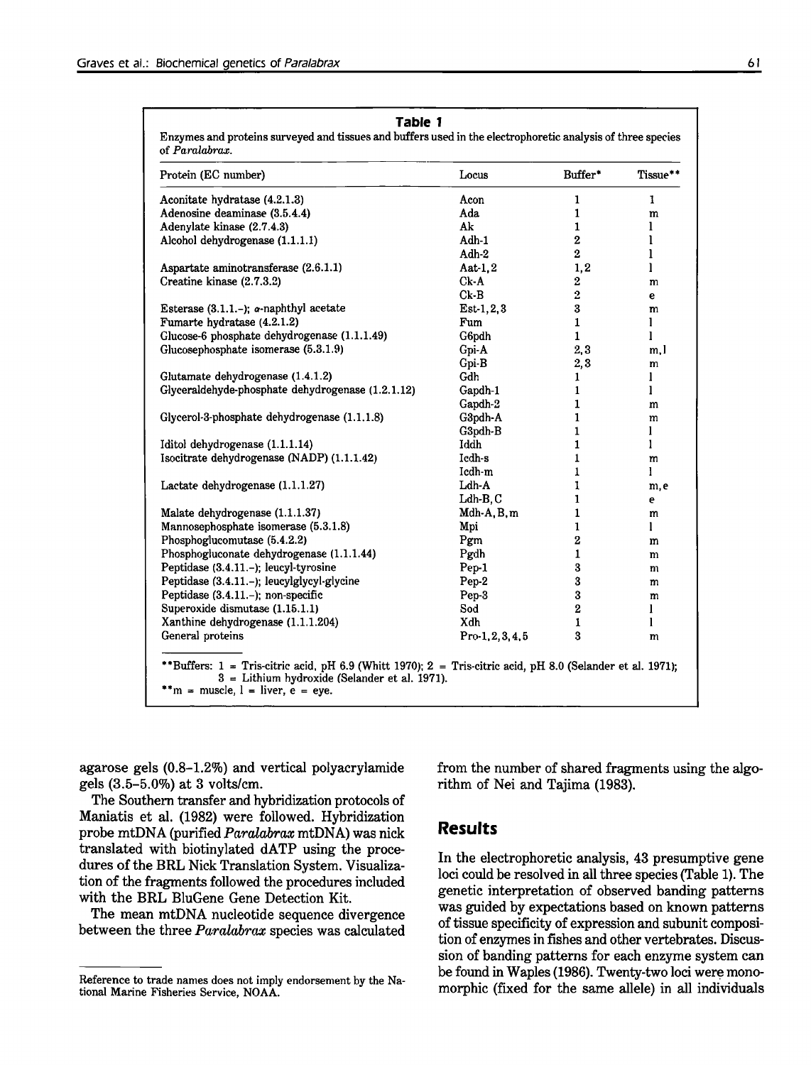**Table 1**

Enzymes and proteins surveyed and tissues and buffers used in the electrophoretic analysis of three species of *Paralabrax*.

| Protein (EC number) | Locus | Buffer* | Tissue** |
|---|---|---|---|
| Aconitate hydratase (4.2.1.3) | Acon | 1 | l |
| Adenosine deaminase (3.5.4.4) | Ada | 1 | m |
| Adenylate kinase (2.7.4.3) | Ak | 1 | l |
| Alcohol dehydrogenase (1.1.1.1) | Adh-1 | 2 | l |
| | Adh-2 | 2 | l |
| Aspartate aminotransferase (2.6.1.1) | Aat-1, 2 | 1, 2 | l |
| Creatine kinase (2.7.3.2) | Ck-A | 2 | m |
| | Ck-B | 2 | e |
| Esterase (3.1.1.-); α-naphthyl acetate | Est-1, 2, 3 | 3 | m |
| Fumarte hydratase (4.2.1.2) | Fum | 1 | l |
| Glucose-6 phosphate dehydrogenase (1.1.1.49) | G6pdh | 1 | l |
| Glucosephosphate isomerase (5.3.1.9) | Gpi-A | 2, 3 | m, l |
| | Gpi-B | 2, 3 | m |
| Glutamate dehydrogenase (1.4.1.2) | Gdh | 1 | l |
| Glyceraldehyde-phosphate dehydrogenase (1.2.1.12) | Gapdh-1 | 1 | l |
| | Gapdh-2 | 1 | m |
| Glycerol-3-phosphate dehydrogenase (1.1.1.8) | G3pdh-A | 1 | m |
| | G3pdh-B | 1 | l |
| Iditol dehydrogenase (1.1.1.14) | Iddh | 1 | l |
| Isocitrate dehydrogenase (NADP) (1.1.1.42) | Icdh-s | 1 | m |
| | Icdh-m | 1 | l |
| Lactate dehydrogenase (1.1.1.27) | Ldh-A | 1 | m, e |
| | Ldh-B, C | 1 | e |
| Malate dehydrogenase (1.1.1.37) | Mdh-A, B, m | 1 | m |
| Mannosephosphate isomerase (5.3.1.8) | Mpi | 1 | l |
| Phosphoglucomutase (5.4.2.2) | Pgm | 2 | m |
| Phosphogluconate dehydrogenase (1.1.1.44) | Pgdh | 1 | m |
| Peptidase (3.4.11.-); leucyl-tyrosine | Pep-1 | 3 | m |
| Peptidase (3.4.11.-); leucylglycyl-glycine | Pep-2 | 3 | m |
| Peptidase (3.4.11.-); non-specific | Pep-3 | 3 | m |
| Superoxide dismutase (1.15.1.1) | Sod | 2 | l |
| Xanthine dehydrogenase (1.1.1.204) | Xdh | 1 | l |
| General proteins | Pro-1, 2, 3, 4, 5 | 3 | m |

**Buffers: 1 = Tris-citric acid, pH 6.9 (Whitt 1970); 2 = Tris-citric acid, pH 8.0 (Selander et al. 1971); 3 = Lithium hydroxide (Selander et al. 1971).

**m = muscle, l = liver, e = eye.

agarose gels (0.8–1.2%) and vertical polyacrylamide gels (3.5–5.0%) at 3 volts/cm.

The Southern transfer and hybridization protocols of Maniatis et al. (1982) were followed. Hybridization probe mtDNA (purified *Paralabrax* mtDNA) was nick translated with biotinylated dATP using the procedures of the BRL Nick Translation System. Visualization of the fragments followed the procedures included with the BRL BluGene Gene Detection Kit.

The mean mtDNA nucleotide sequence divergence between the three *Paralabrax* species was calculated from the number of shared fragments using the algorithm of Nei and Tajima (1983).

Reference to trade names does not imply endorsement by the National Marine Fisheries Service, NOAA.

## Results

In the electrophoretic analysis, 43 presumptive gene loci could be resolved in all three species (Table 1). The genetic interpretation of observed banding patterns was guided by expectations based on known patterns of tissue specificity of expression and subunit composition of enzymes in fishes and other vertebrates. Discussion of banding patterns for each enzyme system can be found in Waples (1986). Twenty-two loci were monomorphic (fixed for the same allele) in all individuals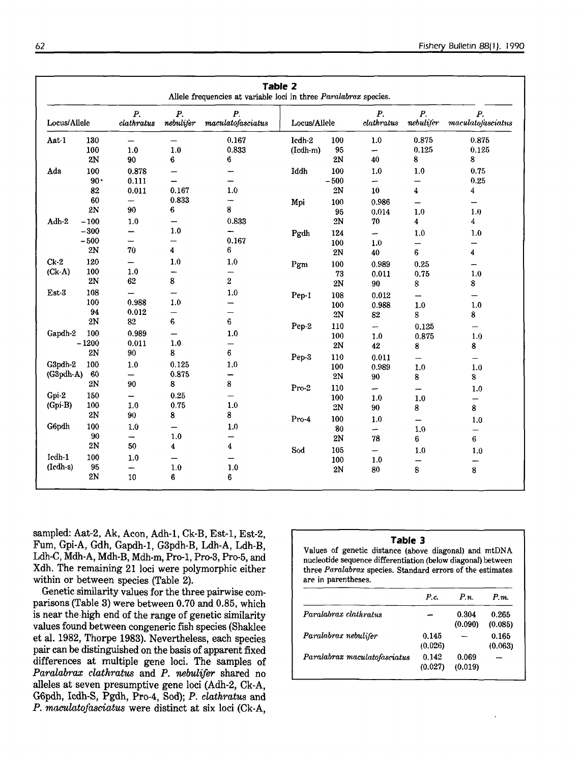**Table 2**

Allele frequencies at variable loci in three *Paralabrax* species.

| Locus/Allele | | *P. clathratus* | *P. nebulifer* | *P. maculatofasciatus* | Locus/Allele | | *P. clathratus* | *P. nebulifer* | *P. maculatofasciatus* |
|---|---|---|---|---|---|---|---|---|---|
| Aat-1 | 130 | — | — | 0.167 | Icdh-2 | 100 | 1.0 | 0.875 | 0.875 |
| | 100 | 1.0 | 1.0 | 0.833 | (Icdh-m) | 95 | — | 0.125 | 0.125 |
| | 2N | 90 | 6 | 6 | | 2N | 40 | 8 | 8 |
| Ada | 100 | 0.878 | — | — | Iddh | 100 | 1.0 | 1.0 | 0.75 |
| | 90 | 0.111 | — | — | | −500 | — | — | 0.25 |
| | 82 | 0.011 | 0.167 | 1.0 | | 2N | 10 | 4 | 4 |
| | 60 | — | 0.833 | — | Mpi | 100 | 0.986 | — | — |
| | 2N | 90 | 6 | 8 | | 95 | 0.014 | 1.0 | 1.0 |
| Adh-2 | −100 | 1.0 | — | 0.833 | | 2N | 70 | 4 | 4 |
| | −300 | — | 1.0 | — | Pgdh | 124 | — | 1.0 | 1.0 |
| | −500 | — | — | 0.167 | | 100 | 1.0 | — | — |
| | 2N | 70 | 4 | 6 | | 2N | 40 | 6 | 4 |
| Ck-2 | 120 | — | 1.0 | 1.0 | Pgm | 100 | 0.989 | 0.25 | — |
| (Ck-A) | 100 | 1.0 | — | — | | 73 | 0.011 | 0.75 | 1.0 |
| | 2N | 62 | 8 | 2 | | 2N | 90 | 8 | 8 |
| Est-3 | 108 | — | — | 1.0 | Pep-1 | 108 | 0.012 | — | — |
| | 100 | 0.988 | 1.0 | — | | 100 | 0.988 | 1.0 | 1.0 |
| | 94 | 0.012 | — | — | | 2N | 82 | 8 | 8 |
| | 2N | 82 | 6 | 6 | Pep-2 | 110 | — | 0.125 | — |
| Gapdh-2 | 100 | 0.989 | — | 1.0 | | 100 | 1.0 | 0.875 | 1.0 |
| | −1200 | 0.011 | 1.0 | — | | 2N | 42 | 8 | 8 |
| | 2N | 90 | 8 | 6 | Pep-3 | 110 | 0.011 | — | — |
| G3pdh-2 | 100 | 1.0 | 0.125 | 1.0 | | 100 | 0.989 | 1.0 | 1.0 |
| (G3pdh-A) | 60 | — | 0.875 | — | | 2N | 90 | 8 | 8 |
| | 2N | 90 | 8 | 8 | Pro-2 | 110 | — | — | 1.0 |
| Gpi-2 | 150 | — | 0.25 | — | | 100 | 1.0 | 1.0 | — |
| (Gpi-B) | 100 | 1.0 | 0.75 | 1.0 | | 2N | 90 | 8 | 8 |
| | 2N | 90 | 8 | 8 | Pro-4 | 100 | 1.0 | — | 1.0 |
| G6pdh | 100 | 1.0 | — | 1.0 | | 80 | — | 1.0 | — |
| | 90 | — | 1.0 | — | | 2N | 78 | 6 | 6 |
| | 2N | 50 | 4 | 4 | Sod | 105 | — | 1.0 | 1.0 |
| Icdh-1 | 100 | 1.0 | — | — | | 100 | 1.0 | — | — |
| (Icdh-s) | 95 | — | 1.0 | 1.0 | | 2N | 80 | 8 | 8 |
| | 2N | 10 | 6 | 6 | | | | | |

sampled: Aat-2, Ak, Acon, Adh-1, Ck-B, Est-1, Est-2, Fum, Gpi-A, Gdh, Gapdh-1, G3pdh-B, Ldh-A, Ldh-B, Ldh-C, Mdh-A, Mdh-B, Mdh-m, Pro-1, Pro-3, Pro-5, and Xdh. The remaining 21 loci were polymorphic either within or between species (Table 2).

Genetic similarity values for the three pairwise comparisons (Table 3) were between 0.70 and 0.85, which is near the high end of the range of genetic similarity values found between congeneric fish species (Shaklee et al. 1982, Thorpe 1983). Nevertheless, each species pair can be distinguished on the basis of apparent fixed differences at multiple gene loci. The samples of *Paralabrax clathratus* and *P. nebulifer* shared no alleles at seven presumptive gene loci (Adh-2, Ck-A, G6pdh, Icdh-S, Pgdh, Pro-4, Sod); *P. clathratus* and *P. maculatofasciatus* were distinct at six loci (Ck-A,

**Table 3**

Values of genetic distance (above diagonal) and mtDNA nucleotide sequence differentiation (below diagonal) between three *Paralabrax* species. Standard errors of the estimates are in parentheses.

| | *P.c.* | *P.n.* | *P.m.* |
|---|---|---|---|
| *Paralabrax clathratus* | — | 0.304 (0.090) | 0.265 (0.085) |
| *Paralabrax nebulifer* | 0.145 (0.026) | — | 0.165 (0.063) |
| *Paralabrax maculatofasciatus* | 0.142 (0.027) | 0.069 (0.019) | — |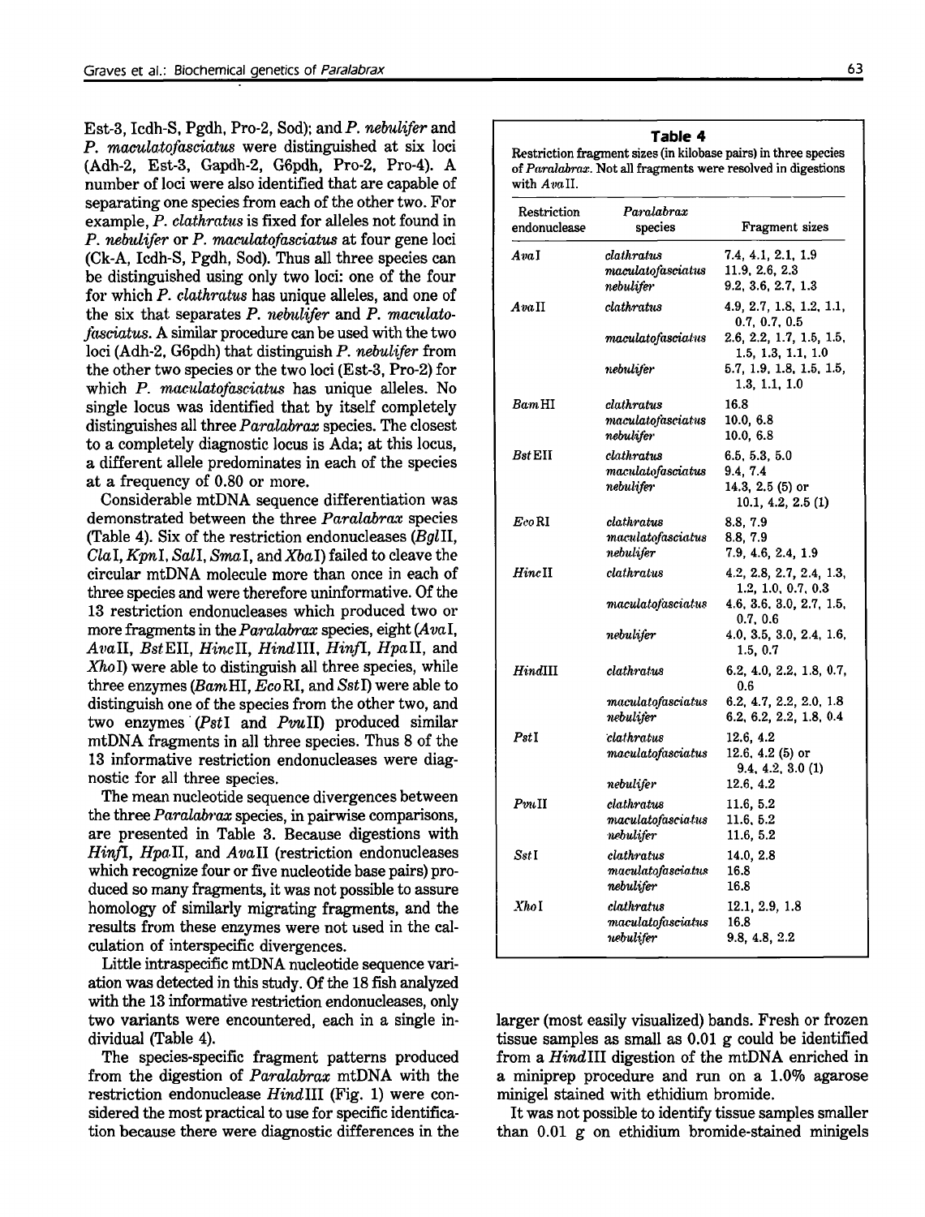Est-3, Icdh-S, Pgdh, Pro-2, Sod); and *P. nebulifer* and *P. maculatofasciatus* were distinguished at six loci (Adh-2, Est-3, Gapdh-2, G6pdh, Pro-2, Pro-4). A number of loci were also identified that are capable of separating one species from each of the other two. For example, *P. clathratus* is fixed for alleles not found in *P. nebulifer* or *P. maculatofasciatus* at four gene loci (Ck-A, Icdh-S, Pgdh, Sod). Thus all three species can be distinguished using only two loci: one of the four for which *P. clathratus* has unique alleles, and one of the six that separates *P. nebulifer* and *P. maculatofasciatus*. A similar procedure can be used with the two loci (Adh-2, G6pdh) that distinguish *P. nebulifer* from the other two species or the two loci (Est-3, Pro-2) for which *P. maculatofasciatus* has unique alleles. No single locus was identified that by itself completely distinguishes all three *Paralabrax* species. The closest to a completely diagnostic locus is Ada; at this locus, a different allele predominates in each of the species at a frequency of 0.80 or more.

Considerable mtDNA sequence differentiation was demonstrated between the three *Paralabrax* species (Table 4). Six of the restriction endonucleases (*Bgl*II, *Cla*I, *Kpn*I, *Sal*I, *Sma*I, and *Xba*I) failed to cleave the circular mtDNA molecule more than once in each of three species and were therefore uninformative. Of the 13 restriction endonucleases which produced two or more fragments in the *Paralabrax* species, eight (*Ava*I, *Ava*II, *Bst*EII, *Hinc*II, *Hind*III, *Hinf*I, *Hpa*II, and *Xho*I) were able to distinguish all three species, while three enzymes (*Bam*HI, *Eco*RI, and *Sst*I) were able to distinguish one of the species from the other two, and two enzymes (*Pst*I and *Pvu*II) produced similar mtDNA fragments in all three species. Thus 8 of the 13 informative restriction endonucleases were diagnostic for all three species.

The mean nucleotide sequence divergences between the three *Paralabrax* species, in pairwise comparisons, are presented in Table 3. Because digestions with *Hinf*I, *Hpa*II, and *Ava*II (restriction endonucleases which recognize four or five nucleotide base pairs) produced so many fragments, it was not possible to assure homology of similarly migrating fragments, and the results from these enzymes were not used in the calculation of interspecific divergences.

Little intraspecific mtDNA nucleotide sequence variation was detected in this study. Of the 18 fish analyzed with the 13 informative restriction endonucleases, only two variants were encountered, each in a single individual (Table 4).

The species-specific fragment patterns produced from the digestion of *Paralabrax* mtDNA with the restriction endonuclease *Hind*III (Fig. 1) were considered the most practical to use for specific identification because there were diagnostic differences in the larger (most easily visualized) bands. Fresh or frozen tissue samples as small as 0.01 g could be identified from a *Hind*III digestion of the mtDNA enriched in a miniprep procedure and run on a 1.0% agarose minigel stained with ethidium bromide.

It was not possible to identify tissue samples smaller than 0.01 g on ethidium bromide-stained minigels

**Table 4**
Restriction fragment sizes (in kilobase pairs) in three species of *Paralabrax*. Not all fragments were resolved in digestions with *Ava*II.

| Restriction endonuclease | *Paralabrax* species | Fragment sizes |
|---|---|---|
| *Ava*I | *clathratus* | 7.4, 4.1, 2.1, 1.9 |
| | *maculatofasciatus* | 11.9, 2.6, 2.3 |
| | *nebulifer* | 9.2, 3.6, 2.7, 1.3 |
| *Ava*II | *clathratus* | 4.9, 2.7, 1.8, 1.2, 1.1, 0.7, 0.7, 0.5 |
| | *maculatofasciatus* | 2.6, 2.2, 1.7, 1.5, 1.5, 1.5, 1.3, 1.1, 1.0 |
| | *nebulifer* | 5.7, 1.9, 1.8, 1.5, 1.5, 1.3, 1.1, 1.0 |
| *Bam*HI | *clathratus* | 16.8 |
| | *maculatofasciatus* | 10.0, 6.8 |
| | *nebulifer* | 10.0, 6.8 |
| *Bst*EII | *clathratus* | 6.5, 5.3, 5.0 |
| | *maculatofasciatus* | 9.4, 7.4 |
| | *nebulifer* | 14.3, 2.5 (5) or 10.1, 4.2, 2.5 (1) |
| *Eco*RI | *clathratus* | 8.8, 7.9 |
| | *maculatofasciatus* | 8.8, 7.9 |
| | *nebulifer* | 7.9, 4.6, 2.4, 1.9 |
| *Hinc*II | *clathratus* | 4.2, 2.8, 2.7, 2.4, 1.3, 1.2, 1.0, 0.7, 0.3 |
| | *maculatofasciatus* | 4.6, 3.6, 3.0, 2.7, 1.5, 0.7, 0.6 |
| | *nebulifer* | 4.0, 3.5, 3.0, 2.4, 1.6, 1.5, 0.7 |
| *Hind*III | *clathratus* | 6.2, 4.0, 2.2, 1.8, 0.7, 0.6 |
| | *maculatofasciatus* | 6.2, 4.7, 2.2, 2.0, 1.8 |
| | *nebulifer* | 6.2, 6.2, 2.2, 1.8, 0.4 |
| *Pst*I | *clathratus* | 12.6, 4.2 |
| | *maculatofasciatus* | 12.6, 4.2 (5) or 9.4, 4.2, 3.0 (1) |
| | *nebulifer* | 12.6, 4.2 |
| *Pvu*II | *clathratus* | 11.6, 5.2 |
| | *maculatofasciatus* | 11.6, 5.2 |
| | *nebulifer* | 11.6, 5.2 |
| *Sst*I | *clathratus* | 14.0, 2.8 |
| | *maculatofasciatus* | 16.8 |
| | *nebulifer* | 16.8 |
| *Xho*I | *clathratus* | 12.1, 2.9, 1.8 |
| | *maculatofasciatus* | 16.8 |
| | *nebulifer* | 9.8, 4.8, 2.2 |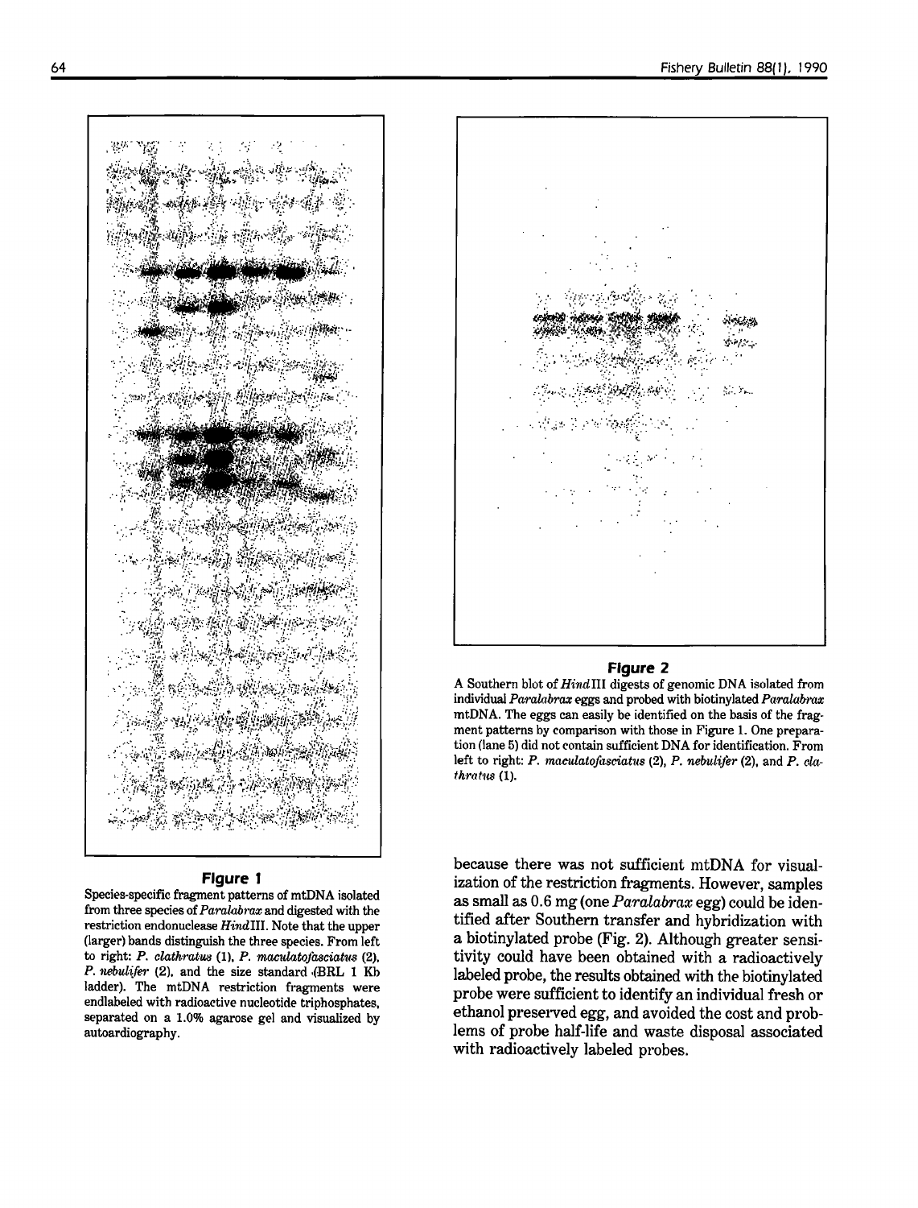**Figure 1**

Species-specific fragment patterns of mtDNA isolated from three species of *Paralabrax* and digested with the restriction endonuclease *Hind*III. Note that the upper (larger) bands distinguish the three species. From left to right: *P. clathratus* (1), *P. maculatofasciatus* (2), *P. nebulifer* (2), and the size standard (BRL 1 Kb ladder). The mtDNA restriction fragments were endlabeled with radioactive nucleotide triphosphates, separated on a 1.0% agarose gel and visualized by autoardiography.

**Figure 2**

A Southern blot of *Hind*III digests of genomic DNA isolated from individual *Paralabrax* eggs and probed with biotinylated *Paralabrax* mtDNA. The eggs can easily be identified on the basis of the fragment patterns by comparison with those in Figure 1. One preparation (lane 5) did not contain sufficient DNA for identification. From left to right: *P. maculatofasciatus* (2), *P. nebulifer* (2), and *P. clathratus* (1).

because there was not sufficient mtDNA for visualization of the restriction fragments. However, samples as small as 0.6 mg (one *Paralabrax* egg) could be identified after Southern transfer and hybridization with a biotinylated probe (Fig. 2). Although greater sensitivity could have been obtained with a radioactively labeled probe, the results obtained with the biotinylated probe were sufficient to identify an individual fresh or ethanol preserved egg, and avoided the cost and problems of probe half-life and waste disposal associated with radioactively labeled probes.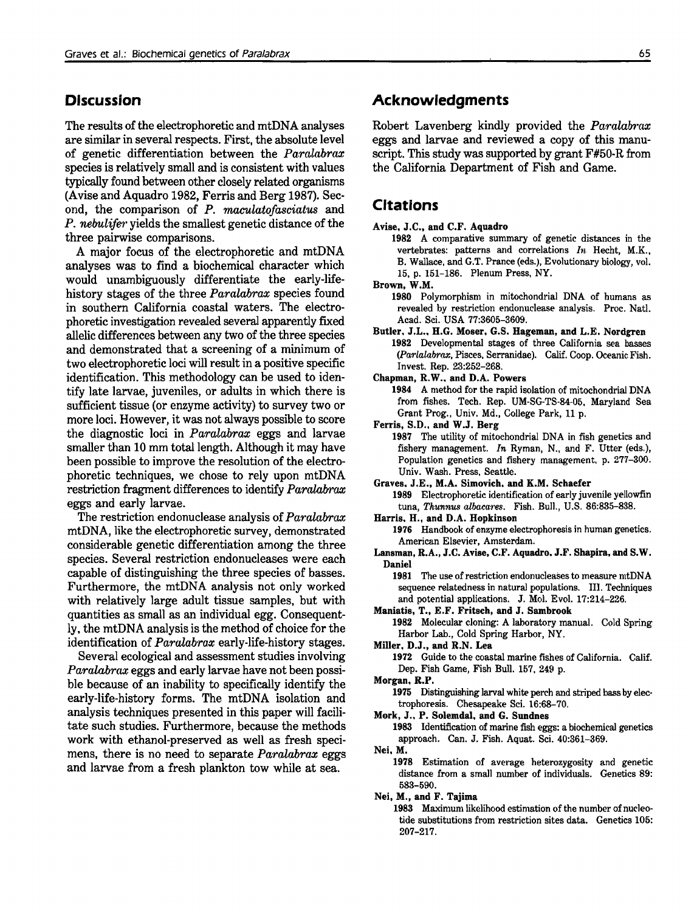## Discussion

The results of the electrophoretic and mtDNA analyses are similar in several respects. First, the absolute level of genetic differentiation between the *Paralabrax* species is relatively small and is consistent with values typically found between other closely related organisms (Avise and Aquadro 1982, Ferris and Berg 1987). Second, the comparison of *P. maculatofasciatus* and *P. nebulifer* yields the smallest genetic distance of the three pairwise comparisons.

A major focus of the electrophoretic and mtDNA analyses was to find a biochemical character which would unambiguously differentiate the early-life-history stages of the three *Paralabrax* species found in southern California coastal waters. The electrophoretic investigation revealed several apparently fixed allelic differences between any two of the three species and demonstrated that a screening of a minimum of two electrophoretic loci will result in a positive specific identification. This methodology can be used to identify late larvae, juveniles, or adults in which there is sufficient tissue (or enzyme activity) to survey two or more loci. However, it was not always possible to score the diagnostic loci in *Paralabrax* eggs and larvae smaller than 10 mm total length. Although it may have been possible to improve the resolution of the electrophoretic techniques, we chose to rely upon mtDNA restriction fragment differences to identify *Paralabrax* eggs and early larvae.

The restriction endonuclease analysis of *Paralabrax* mtDNA, like the electrophoretic survey, demonstrated considerable genetic differentiation among the three species. Several restriction endonucleases were each capable of distinguishing the three species of basses. Furthermore, the mtDNA analysis not only worked with relatively large adult tissue samples, but with quantities as small as an individual egg. Consequently, the mtDNA analysis is the method of choice for the identification of *Paralabrax* early-life-history stages.

Several ecological and assessment studies involving *Paralabrax* eggs and early larvae have not been possible because of an inability to specifically identify the early-life-history forms. The mtDNA isolation and analysis techniques presented in this paper will facilitate such studies. Furthermore, because the methods work with ethanol-preserved as well as fresh specimens, there is no need to separate *Paralabrax* eggs and larvae from a fresh plankton tow while at sea.

## Acknowledgments

Robert Lavenberg kindly provided the *Paralabrax* eggs and larvae and reviewed a copy of this manuscript. This study was supported by grant F#50-R from the California Department of Fish and Game.

## Citations

**Avise, J.C., and C.F. Aquadro**
1982 A comparative summary of genetic distances in the vertebrates: patterns and correlations *In* Hecht, M.K., B. Wallace, and G.T. Prance (eds.), Evolutionary biology, vol. 15, p. 151–186. Plenum Press, NY.

**Brown, W.M.**
1980 Polymorphism in mitochondrial DNA of humans as revealed by restriction endonuclease analysis. Proc. Natl. Acad. Sci. USA 77:3605–3609.

**Butler, J.L., H.G. Moser, G.S. Hageman, and L.E. Nordgren**
1982 Developmental stages of three California sea basses (*Parlalabrax*, Pisces, Serranidae). Calif. Coop. Oceanic Fish. Invest. Rep. 23:252–268.

**Chapman, R.W., and D.A. Powers**
1984 A method for the rapid isolation of mitochondrial DNA from fishes. Tech. Rep. UM-SG-TS-84-05, Maryland Sea Grant Prog., Univ. Md., College Park, 11 p.

**Ferris, S.D., and W.J. Berg**
1987 The utility of mitochondrial DNA in fish genetics and fishery management. *In* Ryman, N., and F. Utter (eds.), Population genetics and fishery management, p. 277–300. Univ. Wash. Press, Seattle.

**Graves, J.E., M.A. Simovich, and K.M. Schaefer**
1989 Electrophoretic identification of early juvenile yellowfin tuna, *Thunnus albacares*. Fish. Bull., U.S. 86:835–838.

**Harris, H., and D.A. Hopkinson**
1976 Handbook of enzyme electrophoresis in human genetics. American Elsevier, Amsterdam.

**Lansman, R.A., J.C. Avise, C.F. Aquadro, J.F. Shapira, and S.W. Daniel**
1981 The use of restriction endonucleases to measure mtDNA sequence relatedness in natural populations. III. Techniques and potential applications. J. Mol. Evol. 17:214–226.

**Maniatis, T., E.F. Fritsch, and J. Sambrook**
1982 Molecular cloning: A laboratory manual. Cold Spring Harbor Lab., Cold Spring Harbor, NY.

**Miller, D.J., and R.N. Lea**
1972 Guide to the coastal marine fishes of California. Calif. Dep. Fish Game, Fish Bull. 157, 249 p.

**Morgan, R.P.**
1975 Distinguishing larval white perch and striped bass by electrophoresis. Chesapeake Sci. 16:68–70.

**Mork, J., P. Solemdal, and G. Sundnes**
1983 Identification of marine fish eggs: a biochemical genetics approach. Can. J. Fish. Aquat. Sci. 40:361–369.

**Nei, M.**
1978 Estimation of average heterozygosity and genetic distance from a small number of individuals. Genetics 89: 583–590.

**Nei, M., and F. Tajima**
1983 Maximum likelihood estimation of the number of nucleotide substitutions from restriction sites data. Genetics 105: 207–217.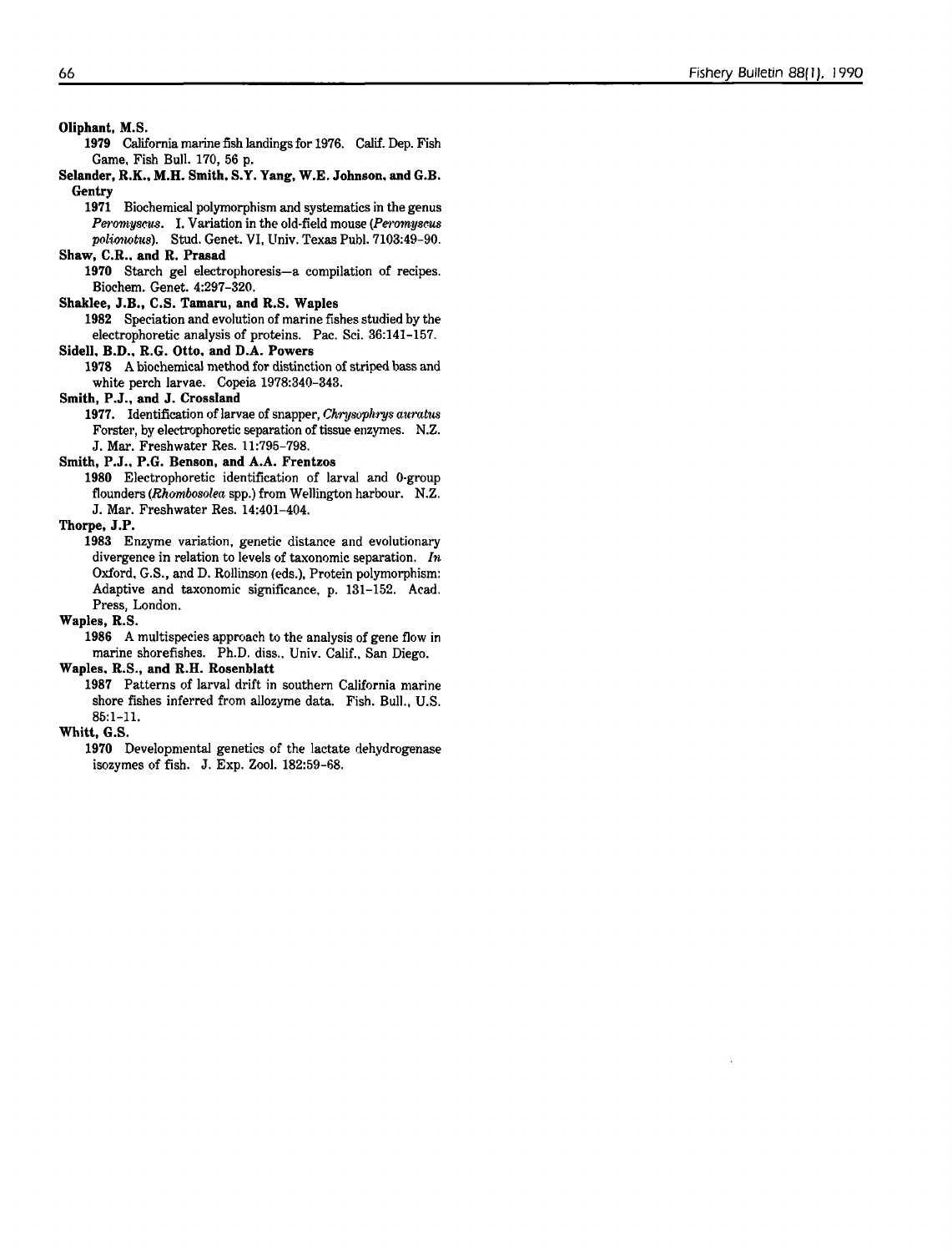**Oliphant, M.S.**

**1979** California marine fish landings for 1976. Calif. Dep. Fish Game, Fish Bull. 170, 56 p.

**Selander, R.K., M.H. Smith, S.Y. Yang, W.E. Johnson, and G.B. Gentry**

**1971** Biochemical polymorphism and systematics in the genus *Peromyscus*. I. Variation in the old-field mouse (*Peromyscus polionotus*). Stud. Genet. VI, Univ. Texas Publ. 7103:49–90.

**Shaw, C.R., and R. Prasad**

**1970** Starch gel electrophoresis—a compilation of recipes. Biochem. Genet. 4:297–320.

**Shaklee, J.B., C.S. Tamaru, and R.S. Waples**

**1982** Speciation and evolution of marine fishes studied by the electrophoretic analysis of proteins. Pac. Sci. 36:141–157.

**Sidell, B.D., R.G. Otto, and D.A. Powers**

**1978** A biochemical method for distinction of striped bass and white perch larvae. Copeia 1978:340–343.

**Smith, P.J., and J. Crossland**

**1977.** Identification of larvae of snapper, *Chrysophrys auratus* Forster, by electrophoretic separation of tissue enzymes. N.Z. J. Mar. Freshwater Res. 11:795–798.

**Smith, P.J., P.G. Benson, and A.A. Frentzos**

**1980** Electrophoretic identification of larval and 0-group flounders (*Rhombosolea* spp.) from Wellington harbour. N.Z. J. Mar. Freshwater Res. 14:401–404.

**Thorpe, J.P.**

**1983** Enzyme variation, genetic distance and evolutionary divergence in relation to levels of taxonomic separation. *In* Oxford, G.S., and D. Rollinson (eds.), Protein polymorphism: Adaptive and taxonomic significance, p. 131–152. Acad. Press, London.

**Waples, R.S.**

**1986** A multispecies approach to the analysis of gene flow in marine shorefishes. Ph.D. diss., Univ. Calif., San Diego.

**Waples, R.S., and R.H. Rosenblatt**

**1987** Patterns of larval drift in southern California marine shore fishes inferred from allozyme data. Fish. Bull., U.S. 85:1–11.

**Whitt, G.S.**

**1970** Developmental genetics of the lactate dehydrogenase isozymes of fish. J. Exp. Zool. 182:59–68.